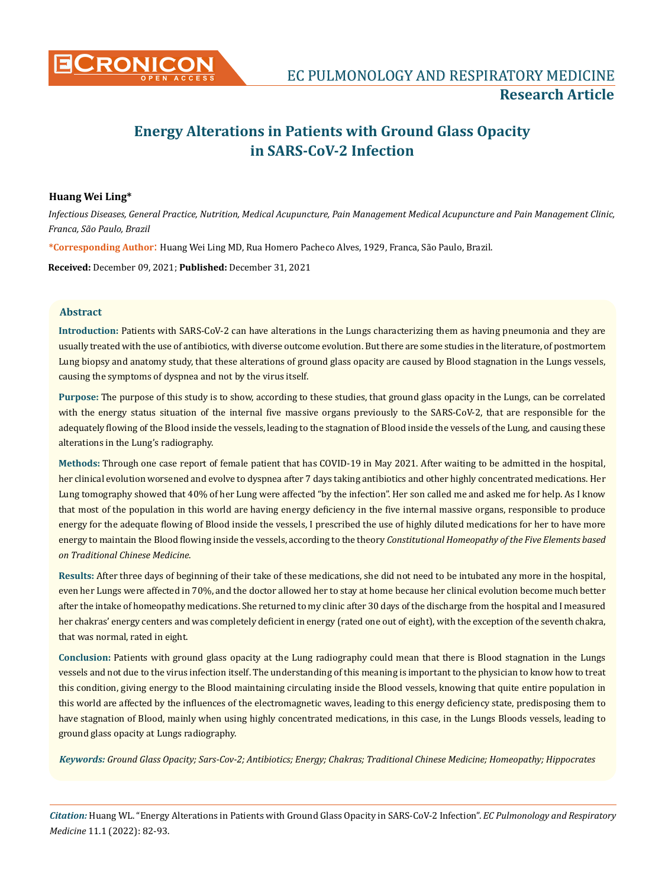# Energy Alterations in Patients with Ground Glass Opacity in SARS-CoV-2 Infection

**Huang Wei Ling***

*Infectious Diseases, General Practice, Nutrition, Medical Acupuncture, Pain Management Medical Acupuncture and Pain Management Clinic, Franca, São Paulo, Brazil*

**\*Corresponding Author**: Huang Wei Ling MD, Rua Homero Pacheco Alves, 1929, Franca, São Paulo, Brazil.

**Received:** December 09, 2021; **Published:** December 31, 2021

## Abstract

**Introduction:** Patients with SARS-CoV-2 can have alterations in the Lungs characterizing them as having pneumonia and they are usually treated with the use of antibiotics, with diverse outcome evolution. But there are some studies in the literature, of postmortem Lung biopsy and anatomy study, that these alterations of ground glass opacity are caused by Blood stagnation in the Lungs vessels, causing the symptoms of dyspnea and not by the virus itself.

**Purpose:** The purpose of this study is to show, according to these studies, that ground glass opacity in the Lungs, can be correlated with the energy status situation of the internal five massive organs previously to the SARS-CoV-2, that are responsible for the adequately flowing of the Blood inside the vessels, leading to the stagnation of Blood inside the vessels of the Lung, and causing these alterations in the Lung's radiography.

**Methods:** Through one case report of female patient that has COVID-19 in May 2021. After waiting to be admitted in the hospital, her clinical evolution worsened and evolve to dyspnea after 7 days taking antibiotics and other highly concentrated medications. Her Lung tomography showed that 40% of her Lung were affected "by the infection". Her son called me and asked me for help. As I know that most of the population in this world are having energy deficiency in the five internal massive organs, responsible to produce energy for the adequate flowing of Blood inside the vessels, I prescribed the use of highly diluted medications for her to have more energy to maintain the Blood flowing inside the vessels, according to the theory *Constitutional Homeopathy of the Five Elements based on Traditional Chinese Medicine*.

**Results:** After three days of beginning of their take of these medications, she did not need to be intubated any more in the hospital, even her Lungs were affected in 70%, and the doctor allowed her to stay at home because her clinical evolution become much better after the intake of homeopathy medications. She returned to my clinic after 30 days of the discharge from the hospital and I measured her chakras' energy centers and was completely deficient in energy (rated one out of eight), with the exception of the seventh chakra, that was normal, rated in eight.

**Conclusion:** Patients with ground glass opacity at the Lung radiography could mean that there is Blood stagnation in the Lungs vessels and not due to the virus infection itself. The understanding of this meaning is important to the physician to know how to treat this condition, giving energy to the Blood maintaining circulating inside the Blood vessels, knowing that quite entire population in this world are affected by the influences of the electromagnetic waves, leading to this energy deficiency state, predisposing them to have stagnation of Blood, mainly when using highly concentrated medications, in this case, in the Lungs Bloods vessels, leading to ground glass opacity at Lungs radiography.

***Keywords:*** *Ground Glass Opacity; Sars-Cov-2; Antibiotics; Energy; Chakras; Traditional Chinese Medicine; Homeopathy; Hippocrates*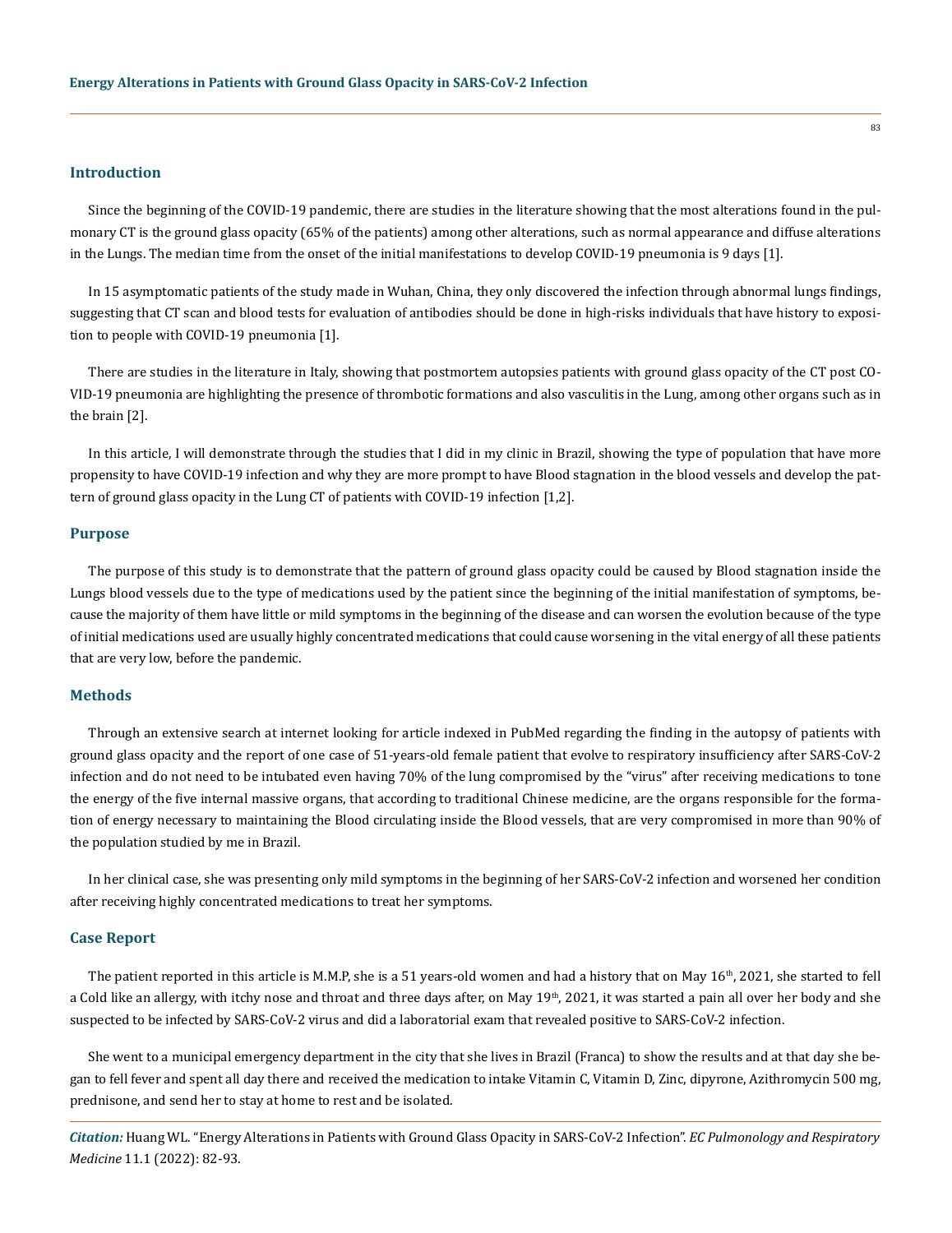## Introduction

Since the beginning of the COVID-19 pandemic, there are studies in the literature showing that the most alterations found in the pulmonary CT is the ground glass opacity (65% of the patients) among other alterations, such as normal appearance and diffuse alterations in the Lungs. The median time from the onset of the initial manifestations to develop COVID-19 pneumonia is 9 days [1].

In 15 asymptomatic patients of the study made in Wuhan, China, they only discovered the infection through abnormal lungs findings, suggesting that CT scan and blood tests for evaluation of antibodies should be done in high-risks individuals that have history to exposition to people with COVID-19 pneumonia [1].

There are studies in the literature in Italy, showing that postmortem autopsies patients with ground glass opacity of the CT post COVID-19 pneumonia are highlighting the presence of thrombotic formations and also vasculitis in the Lung, among other organs such as in the brain [2].

In this article, I will demonstrate through the studies that I did in my clinic in Brazil, showing the type of population that have more propensity to have COVID-19 infection and why they are more prompt to have Blood stagnation in the blood vessels and develop the pattern of ground glass opacity in the Lung CT of patients with COVID-19 infection [1,2].

## Purpose

The purpose of this study is to demonstrate that the pattern of ground glass opacity could be caused by Blood stagnation inside the Lungs blood vessels due to the type of medications used by the patient since the beginning of the initial manifestation of symptoms, because the majority of them have little or mild symptoms in the beginning of the disease and can worsen the evolution because of the type of initial medications used are usually highly concentrated medications that could cause worsening in the vital energy of all these patients that are very low, before the pandemic.

## Methods

Through an extensive search at internet looking for article indexed in PubMed regarding the finding in the autopsy of patients with ground glass opacity and the report of one case of 51-years-old female patient that evolve to respiratory insufficiency after SARS-CoV-2 infection and do not need to be intubated even having 70% of the lung compromised by the "virus" after receiving medications to tone the energy of the five internal massive organs, that according to traditional Chinese medicine, are the organs responsible for the formation of energy necessary to maintaining the Blood circulating inside the Blood vessels, that are very compromised in more than 90% of the population studied by me in Brazil.

In her clinical case, she was presenting only mild symptoms in the beginning of her SARS-CoV-2 infection and worsened her condition after receiving highly concentrated medications to treat her symptoms.

## Case Report

The patient reported in this article is M.M.P, she is a 51 years-old women and had a history that on May 16th, 2021, she started to fell a Cold like an allergy, with itchy nose and throat and three days after, on May 19th, 2021, it was started a pain all over her body and she suspected to be infected by SARS-CoV-2 virus and did a laboratorial exam that revealed positive to SARS-CoV-2 infection.

She went to a municipal emergency department in the city that she lives in Brazil (Franca) to show the results and at that day she began to fell fever and spent all day there and received the medication to intake Vitamin C, Vitamin D, Zinc, dipyrone, Azithromycin 500 mg, prednisone, and send her to stay at home to rest and be isolated.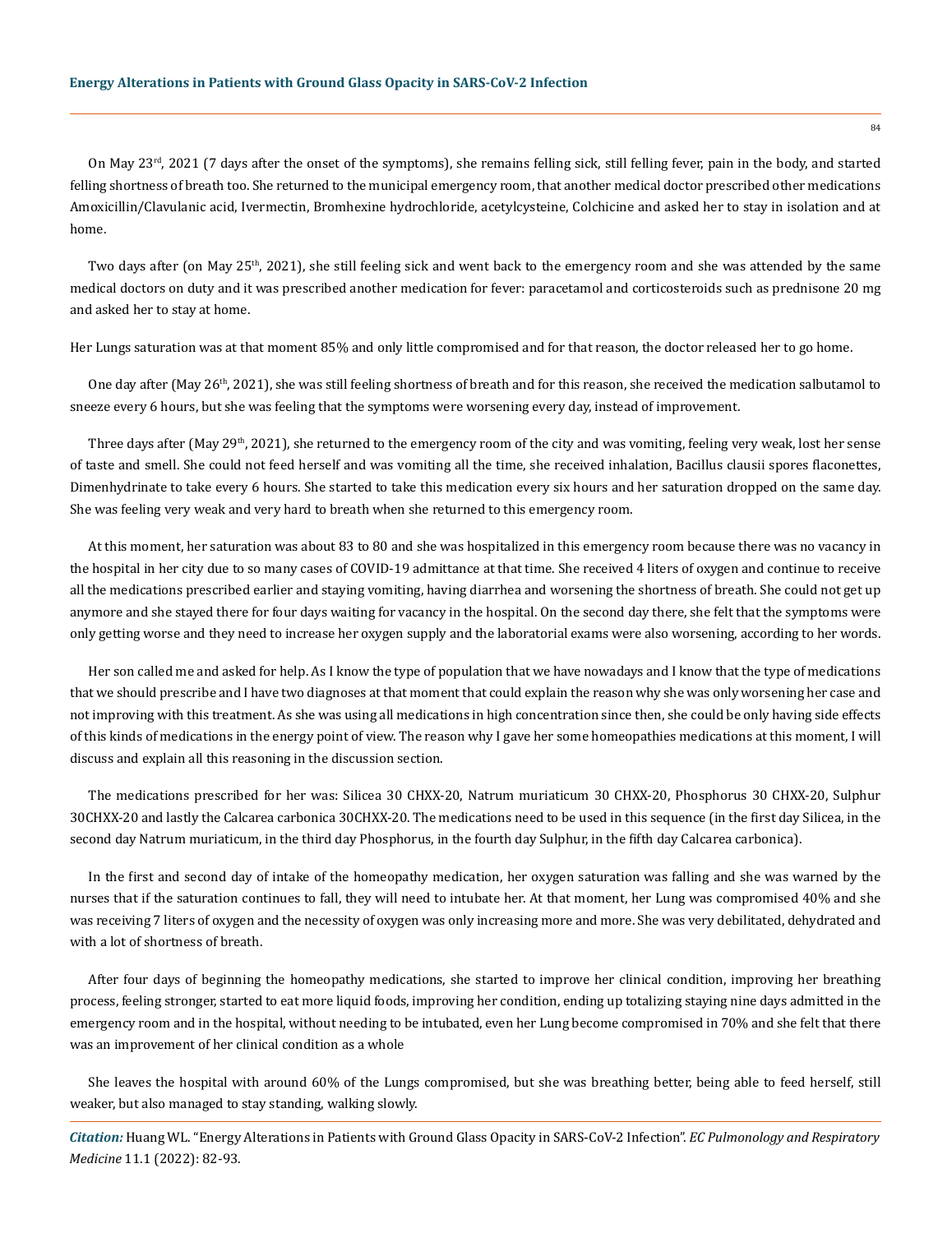On May 23rd, 2021 (7 days after the onset of the symptoms), she remains felling sick, still felling fever, pain in the body, and started felling shortness of breath too. She returned to the municipal emergency room, that another medical doctor prescribed other medications Amoxicillin/Clavulanic acid, Ivermectin, Bromhexine hydrochloride, acetylcysteine, Colchicine and asked her to stay in isolation and at home.

Two days after (on May 25th, 2021), she still feeling sick and went back to the emergency room and she was attended by the same medical doctors on duty and it was prescribed another medication for fever: paracetamol and corticosteroids such as prednisone 20 mg and asked her to stay at home.

Her Lungs saturation was at that moment 85% and only little compromised and for that reason, the doctor released her to go home.

One day after (May 26th, 2021), she was still feeling shortness of breath and for this reason, she received the medication salbutamol to sneeze every 6 hours, but she was feeling that the symptoms were worsening every day, instead of improvement.

Three days after (May 29th, 2021), she returned to the emergency room of the city and was vomiting, feeling very weak, lost her sense of taste and smell. She could not feed herself and was vomiting all the time, she received inhalation, Bacillus clausii spores flaconettes, Dimenhydrinate to take every 6 hours. She started to take this medication every six hours and her saturation dropped on the same day. She was feeling very weak and very hard to breath when she returned to this emergency room.

At this moment, her saturation was about 83 to 80 and she was hospitalized in this emergency room because there was no vacancy in the hospital in her city due to so many cases of COVID-19 admittance at that time. She received 4 liters of oxygen and continue to receive all the medications prescribed earlier and staying vomiting, having diarrhea and worsening the shortness of breath. She could not get up anymore and she stayed there for four days waiting for vacancy in the hospital. On the second day there, she felt that the symptoms were only getting worse and they need to increase her oxygen supply and the laboratorial exams were also worsening, according to her words.

Her son called me and asked for help. As I know the type of population that we have nowadays and I know that the type of medications that we should prescribe and I have two diagnoses at that moment that could explain the reason why she was only worsening her case and not improving with this treatment. As she was using all medications in high concentration since then, she could be only having side effects of this kinds of medications in the energy point of view. The reason why I gave her some homeopathies medications at this moment, I will discuss and explain all this reasoning in the discussion section.

The medications prescribed for her was: Silicea 30 CHXX-20, Natrum muriaticum 30 CHXX-20, Phosphorus 30 CHXX-20, Sulphur 30CHXX-20 and lastly the Calcarea carbonica 30CHXX-20. The medications need to be used in this sequence (in the first day Silicea, in the second day Natrum muriaticum, in the third day Phosphorus, in the fourth day Sulphur, in the fifth day Calcarea carbonica).

In the first and second day of intake of the homeopathy medication, her oxygen saturation was falling and she was warned by the nurses that if the saturation continues to fall, they will need to intubate her. At that moment, her Lung was compromised 40% and she was receiving 7 liters of oxygen and the necessity of oxygen was only increasing more and more. She was very debilitated, dehydrated and with a lot of shortness of breath.

After four days of beginning the homeopathy medications, she started to improve her clinical condition, improving her breathing process, feeling stronger, started to eat more liquid foods, improving her condition, ending up totalizing staying nine days admitted in the emergency room and in the hospital, without needing to be intubated, even her Lung become compromised in 70% and she felt that there was an improvement of her clinical condition as a whole

She leaves the hospital with around 60% of the Lungs compromised, but she was breathing better, being able to feed herself, still weaker, but also managed to stay standing, walking slowly.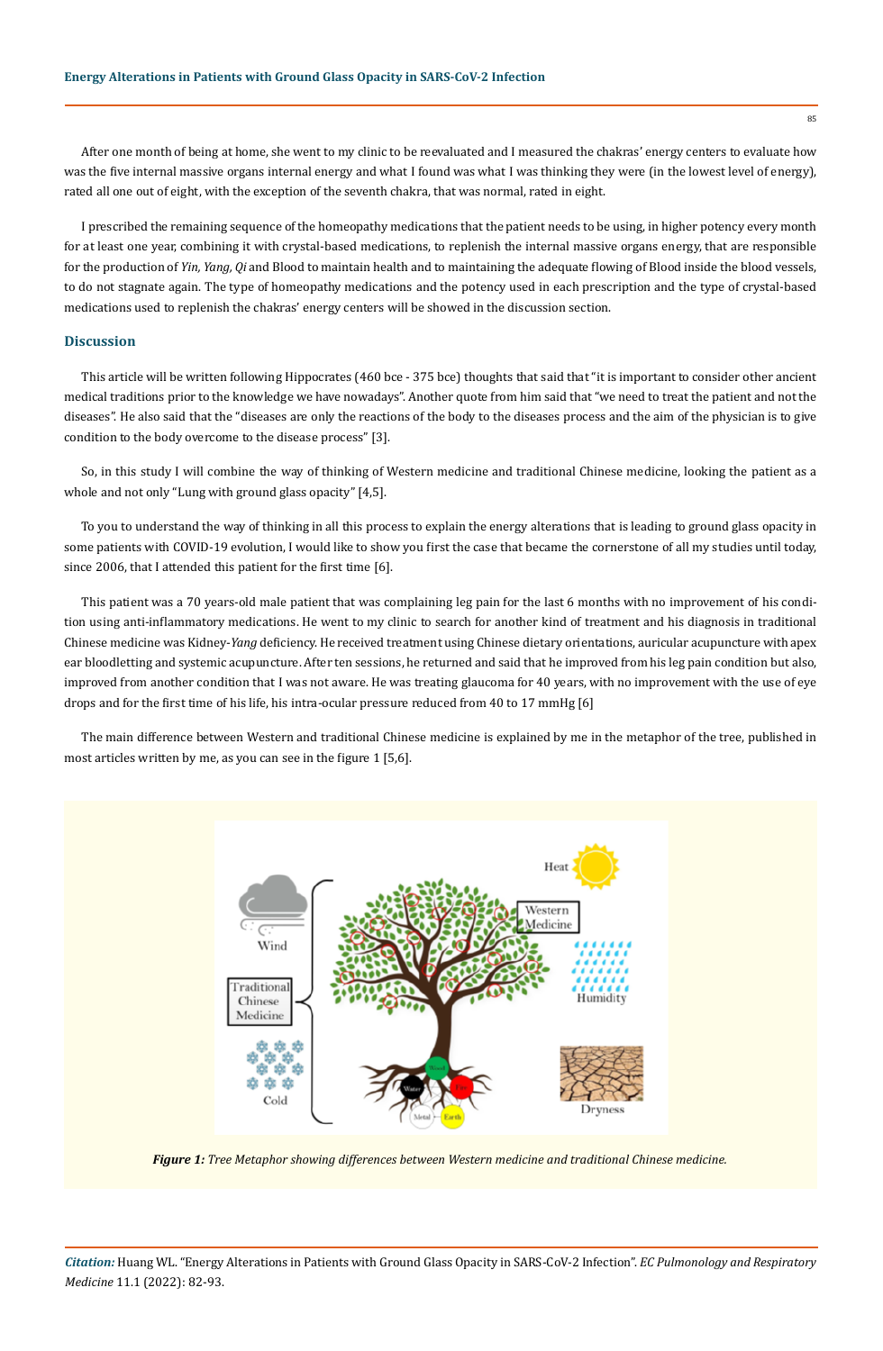After one month of being at home, she went to my clinic to be reevaluated and I measured the chakras' energy centers to evaluate how was the five internal massive organs internal energy and what I found was what I was thinking they were (in the lowest level of energy), rated all one out of eight, with the exception of the seventh chakra, that was normal, rated in eight.

I prescribed the remaining sequence of the homeopathy medications that the patient needs to be using, in higher potency every month for at least one year, combining it with crystal-based medications, to replenish the internal massive organs energy, that are responsible for the production of *Yin, Yang, Qi* and Blood to maintain health and to maintaining the adequate flowing of Blood inside the blood vessels, to do not stagnate again. The type of homeopathy medications and the potency used in each prescription and the type of crystal-based medications used to replenish the chakras' energy centers will be showed in the discussion section.

## Discussion

This article will be written following Hippocrates (460 bce - 375 bce) thoughts that said that "it is important to consider other ancient medical traditions prior to the knowledge we have nowadays". Another quote from him said that "we need to treat the patient and not the diseases". He also said that the "diseases are only the reactions of the body to the diseases process and the aim of the physician is to give condition to the body overcome to the disease process" [3].

So, in this study I will combine the way of thinking of Western medicine and traditional Chinese medicine, looking the patient as a whole and not only "Lung with ground glass opacity" [4,5].

To you to understand the way of thinking in all this process to explain the energy alterations that is leading to ground glass opacity in some patients with COVID-19 evolution, I would like to show you first the case that became the cornerstone of all my studies until today, since 2006, that I attended this patient for the first time [6].

This patient was a 70 years-old male patient that was complaining leg pain for the last 6 months with no improvement of his condition using anti-inflammatory medications. He went to my clinic to search for another kind of treatment and his diagnosis in traditional Chinese medicine was Kidney-*Yang* deficiency. He received treatment using Chinese dietary orientations, auricular acupuncture with apex ear bloodletting and systemic acupuncture. After ten sessions, he returned and said that he improved from his leg pain condition but also, improved from another condition that I was not aware. He was treating glaucoma for 40 years, with no improvement with the use of eye drops and for the first time of his life, his intra-ocular pressure reduced from 40 to 17 mmHg [6]

The main difference between Western and traditional Chinese medicine is explained by me in the metaphor of the tree, published in most articles written by me, as you can see in the figure 1 [5,6].

***Figure 1:*** *Tree Metaphor showing differences between Western medicine and traditional Chinese medicine.*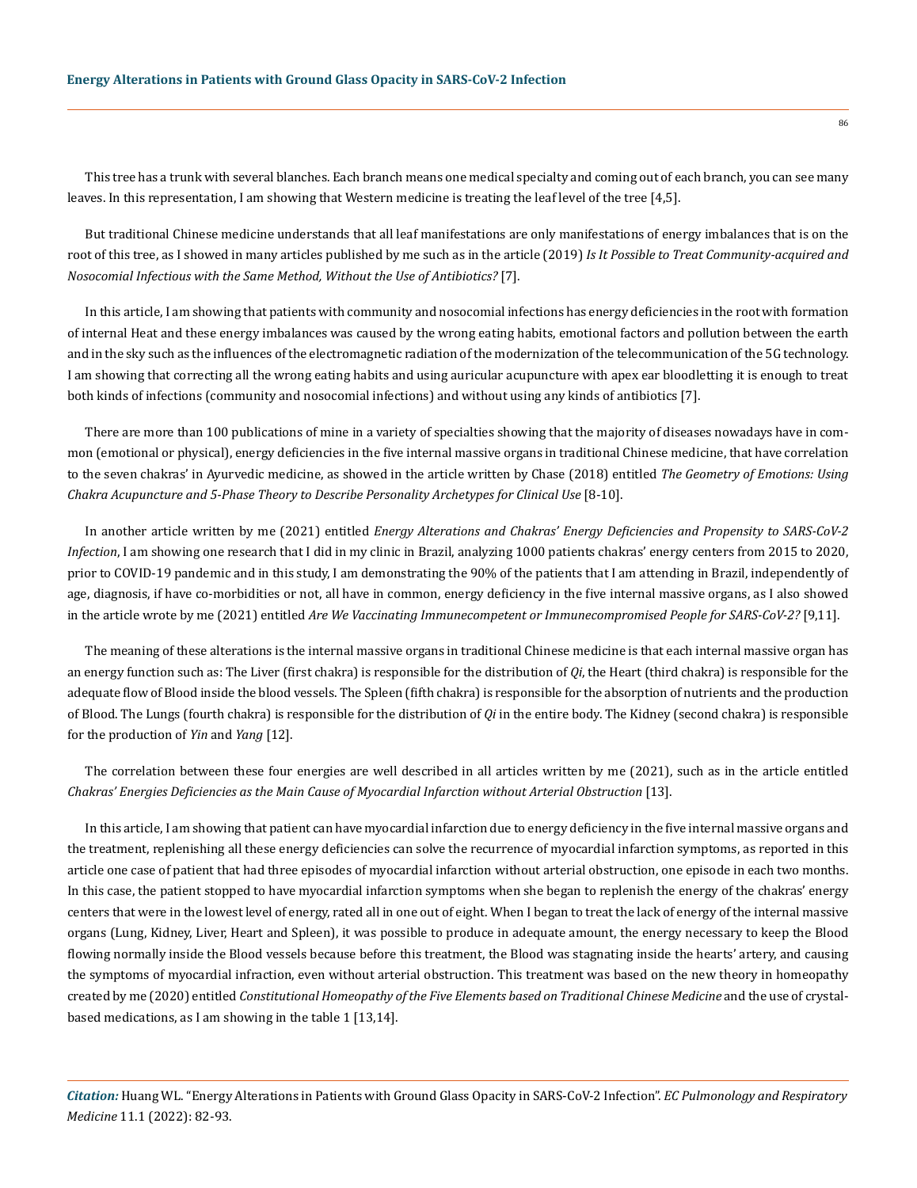This tree has a trunk with several blanches. Each branch means one medical specialty and coming out of each branch, you can see many leaves. In this representation, I am showing that Western medicine is treating the leaf level of the tree [4,5].

But traditional Chinese medicine understands that all leaf manifestations are only manifestations of energy imbalances that is on the root of this tree, as I showed in many articles published by me such as in the article (2019) *Is It Possible to Treat Community-acquired and Nosocomial Infectious with the Same Method, Without the Use of Antibiotics?* [7].

In this article, I am showing that patients with community and nosocomial infections has energy deficiencies in the root with formation of internal Heat and these energy imbalances was caused by the wrong eating habits, emotional factors and pollution between the earth and in the sky such as the influences of the electromagnetic radiation of the modernization of the telecommunication of the 5G technology. I am showing that correcting all the wrong eating habits and using auricular acupuncture with apex ear bloodletting it is enough to treat both kinds of infections (community and nosocomial infections) and without using any kinds of antibiotics [7].

There are more than 100 publications of mine in a variety of specialties showing that the majority of diseases nowadays have in common (emotional or physical), energy deficiencies in the five internal massive organs in traditional Chinese medicine, that have correlation to the seven chakras' in Ayurvedic medicine, as showed in the article written by Chase (2018) entitled *The Geometry of Emotions: Using Chakra Acupuncture and 5-Phase Theory to Describe Personality Archetypes for Clinical Use* [8-10].

In another article written by me (2021) entitled *Energy Alterations and Chakras' Energy Deficiencies and Propensity to SARS-CoV-2 Infection*, I am showing one research that I did in my clinic in Brazil, analyzing 1000 patients chakras' energy centers from 2015 to 2020, prior to COVID-19 pandemic and in this study, I am demonstrating the 90% of the patients that I am attending in Brazil, independently of age, diagnosis, if have co-morbidities or not, all have in common, energy deficiency in the five internal massive organs, as I also showed in the article wrote by me (2021) entitled *Are We Vaccinating Immunecompetent or Immunecompromised People for SARS-CoV-2?* [9,11].

The meaning of these alterations is the internal massive organs in traditional Chinese medicine is that each internal massive organ has an energy function such as: The Liver (first chakra) is responsible for the distribution of *Qi*, the Heart (third chakra) is responsible for the adequate flow of Blood inside the blood vessels. The Spleen (fifth chakra) is responsible for the absorption of nutrients and the production of Blood. The Lungs (fourth chakra) is responsible for the distribution of *Qi* in the entire body. The Kidney (second chakra) is responsible for the production of *Yin* and *Yang* [12].

The correlation between these four energies are well described in all articles written by me (2021), such as in the article entitled *Chakras' Energies Deficiencies as the Main Cause of Myocardial Infarction without Arterial Obstruction* [13].

In this article, I am showing that patient can have myocardial infarction due to energy deficiency in the five internal massive organs and the treatment, replenishing all these energy deficiencies can solve the recurrence of myocardial infarction symptoms, as reported in this article one case of patient that had three episodes of myocardial infarction without arterial obstruction, one episode in each two months. In this case, the patient stopped to have myocardial infarction symptoms when she began to replenish the energy of the chakras' energy centers that were in the lowest level of energy, rated all in one out of eight. When I began to treat the lack of energy of the internal massive organs (Lung, Kidney, Liver, Heart and Spleen), it was possible to produce in adequate amount, the energy necessary to keep the Blood flowing normally inside the Blood vessels because before this treatment, the Blood was stagnating inside the hearts' artery, and causing the symptoms of myocardial infraction, even without arterial obstruction. This treatment was based on the new theory in homeopathy created by me (2020) entitled *Constitutional Homeopathy of the Five Elements based on Traditional Chinese Medicine* and the use of crystal-based medications, as I am showing in the table 1 [13,14].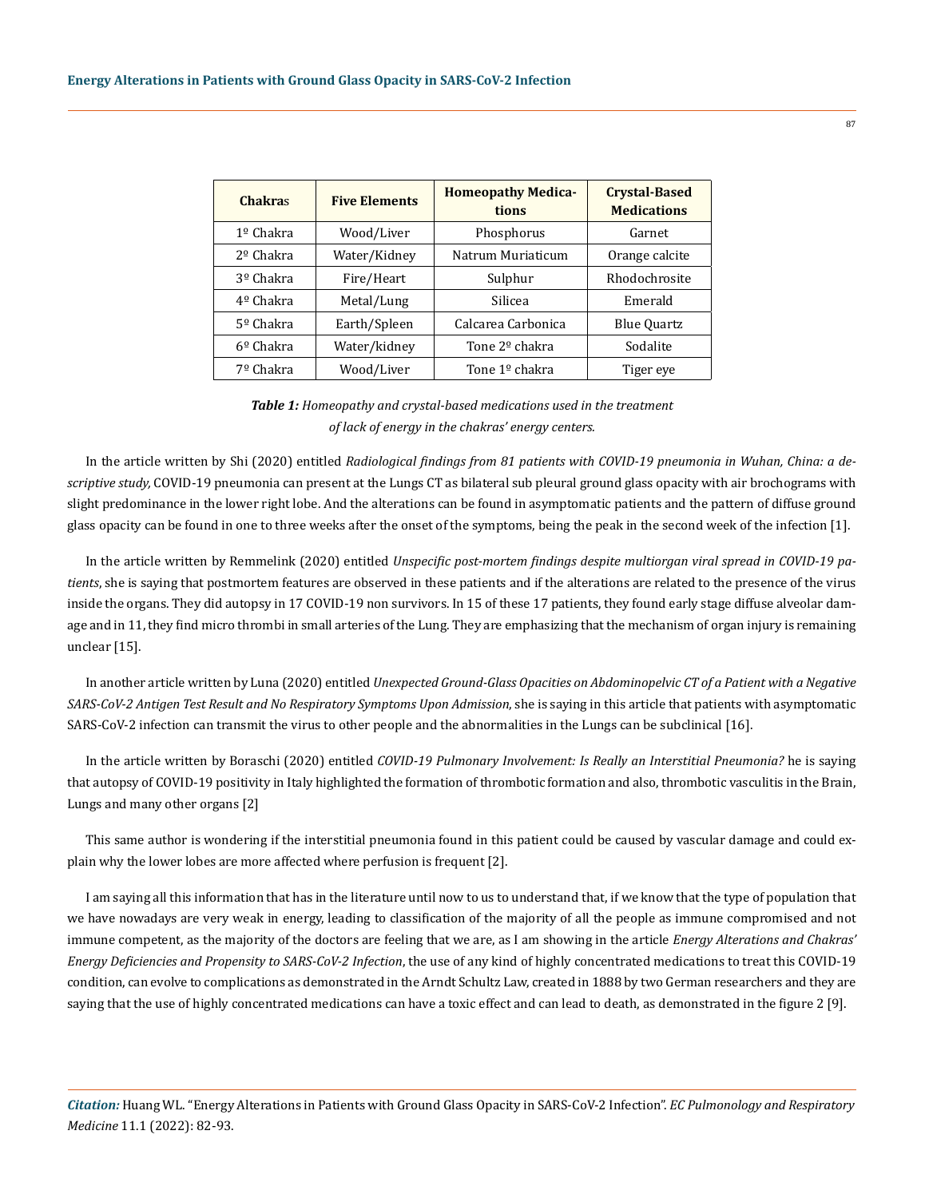| **Chakra**s | **Five Elements** | **Homeopathy Medications** | **Crystal-Based Medications** |
|---|---|---|---|
| 1º Chakra | Wood/Liver | Phosphorus | Garnet |
| 2º Chakra | Water/Kidney | Natrum Muriaticum | Orange calcite |
| 3º Chakra | Fire/Heart | Sulphur | Rhodochrosite |
| 4º Chakra | Metal/Lung | Silicea | Emerald |
| 5º Chakra | Earth/Spleen | Calcarea Carbonica | Blue Quartz |
| 6º Chakra | Water/kidney | Tone 2º chakra | Sodalite |
| 7º Chakra | Wood/Liver | Tone 1º chakra | Tiger eye |

***Table 1:*** *Homeopathy and crystal-based medications used in the treatment of lack of energy in the chakras' energy centers.*

In the article written by Shi (2020) entitled *Radiological findings from 81 patients with COVID-19 pneumonia in Wuhan, China: a descriptive study,* COVID-19 pneumonia can present at the Lungs CT as bilateral sub pleural ground glass opacity with air brochograms with slight predominance in the lower right lobe. And the alterations can be found in asymptomatic patients and the pattern of diffuse ground glass opacity can be found in one to three weeks after the onset of the symptoms, being the peak in the second week of the infection [1].

In the article written by Remmelink (2020) entitled *Unspecific post-mortem findings despite multiorgan viral spread in COVID-19 patients*, she is saying that postmortem features are observed in these patients and if the alterations are related to the presence of the virus inside the organs. They did autopsy in 17 COVID-19 non survivors. In 15 of these 17 patients, they found early stage diffuse alveolar damage and in 11, they find micro thrombi in small arteries of the Lung. They are emphasizing that the mechanism of organ injury is remaining unclear [15].

In another article written by Luna (2020) entitled *Unexpected Ground-Glass Opacities on Abdominopelvic CT of a Patient with a Negative SARS-CoV-2 Antigen Test Result and No Respiratory Symptoms Upon Admission*, she is saying in this article that patients with asymptomatic SARS-CoV-2 infection can transmit the virus to other people and the abnormalities in the Lungs can be subclinical [16].

In the article written by Boraschi (2020) entitled *COVID-19 Pulmonary Involvement: Is Really an Interstitial Pneumonia?* he is saying that autopsy of COVID-19 positivity in Italy highlighted the formation of thrombotic formation and also, thrombotic vasculitis in the Brain, Lungs and many other organs [2]

This same author is wondering if the interstitial pneumonia found in this patient could be caused by vascular damage and could explain why the lower lobes are more affected where perfusion is frequent [2].

I am saying all this information that has in the literature until now to us to understand that, if we know that the type of population that we have nowadays are very weak in energy, leading to classification of the majority of all the people as immune compromised and not immune competent, as the majority of the doctors are feeling that we are, as I am showing in the article *Energy Alterations and Chakras' Energy Deficiencies and Propensity to SARS-CoV-2 Infection*, the use of any kind of highly concentrated medications to treat this COVID-19 condition, can evolve to complications as demonstrated in the Arndt Schultz Law, created in 1888 by two German researchers and they are saying that the use of highly concentrated medications can have a toxic effect and can lead to death, as demonstrated in the figure 2 [9].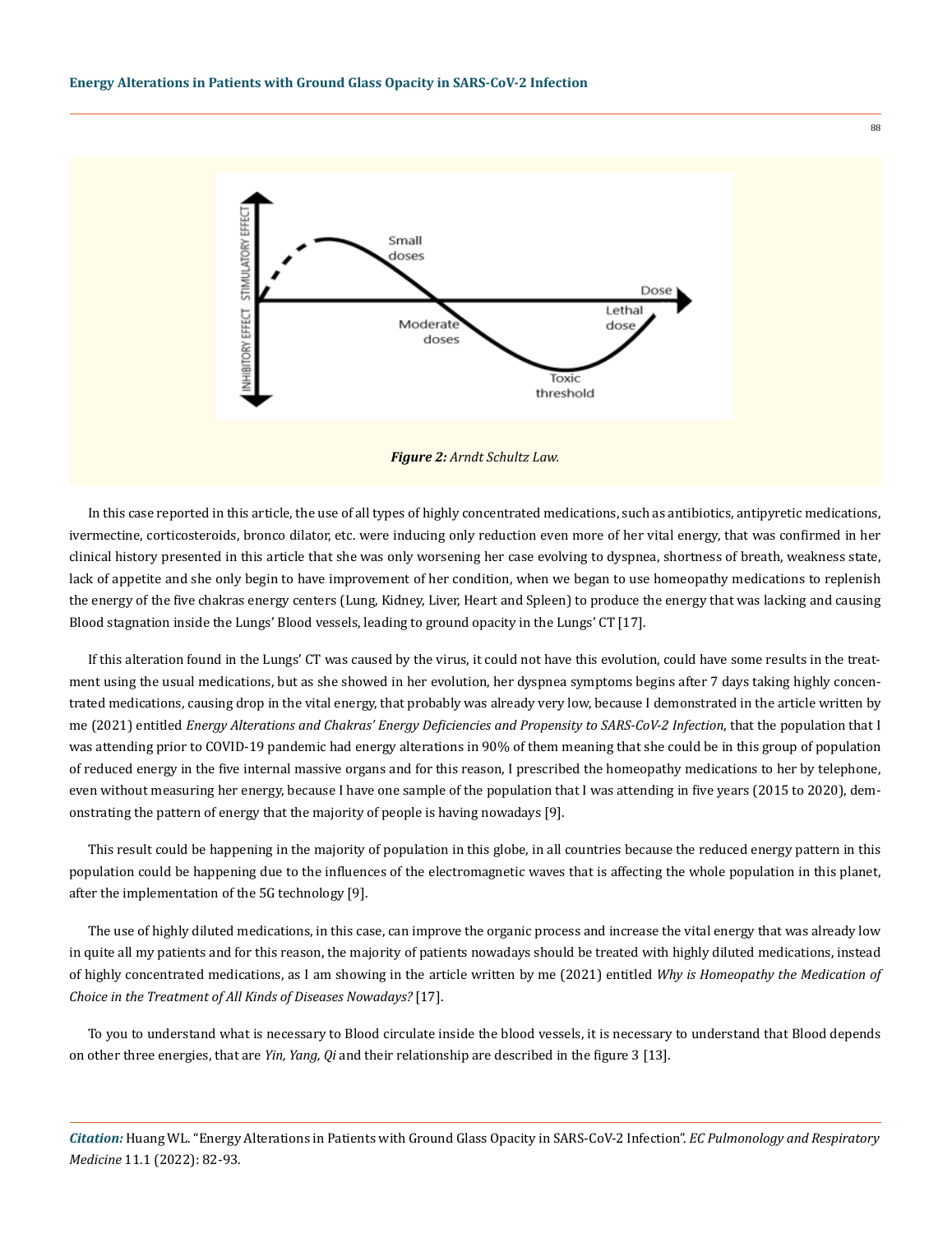*Figure 2: Arndt Schultz Law.*

In this case reported in this article, the use of all types of highly concentrated medications, such as antibiotics, antipyretic medications, ivermectine, corticosteroids, bronco dilator, etc. were inducing only reduction even more of her vital energy, that was confirmed in her clinical history presented in this article that she was only worsening her case evolving to dyspnea, shortness of breath, weakness state, lack of appetite and she only begin to have improvement of her condition, when we began to use homeopathy medications to replenish the energy of the five chakras energy centers (Lung, Kidney, Liver, Heart and Spleen) to produce the energy that was lacking and causing Blood stagnation inside the Lungs' Blood vessels, leading to ground opacity in the Lungs' CT [17].

If this alteration found in the Lungs' CT was caused by the virus, it could not have this evolution, could have some results in the treatment using the usual medications, but as she showed in her evolution, her dyspnea symptoms begins after 7 days taking highly concentrated medications, causing drop in the vital energy, that probably was already very low, because I demonstrated in the article written by me (2021) entitled *Energy Alterations and Chakras' Energy Deficiencies and Propensity to SARS-CoV-2 Infection*, that the population that I was attending prior to COVID-19 pandemic had energy alterations in 90% of them meaning that she could be in this group of population of reduced energy in the five internal massive organs and for this reason, I prescribed the homeopathy medications to her by telephone, even without measuring her energy, because I have one sample of the population that I was attending in five years (2015 to 2020), demonstrating the pattern of energy that the majority of people is having nowadays [9].

This result could be happening in the majority of population in this globe, in all countries because the reduced energy pattern in this population could be happening due to the influences of the electromagnetic waves that is affecting the whole population in this planet, after the implementation of the 5G technology [9].

The use of highly diluted medications, in this case, can improve the organic process and increase the vital energy that was already low in quite all my patients and for this reason, the majority of patients nowadays should be treated with highly diluted medications, instead of highly concentrated medications, as I am showing in the article written by me (2021) entitled *Why is Homeopathy the Medication of Choice in the Treatment of All Kinds of Diseases Nowadays?* [17].

To you to understand what is necessary to Blood circulate inside the blood vessels, it is necessary to understand that Blood depends on other three energies, that are *Yin, Yang, Qi* and their relationship are described in the figure 3 [13].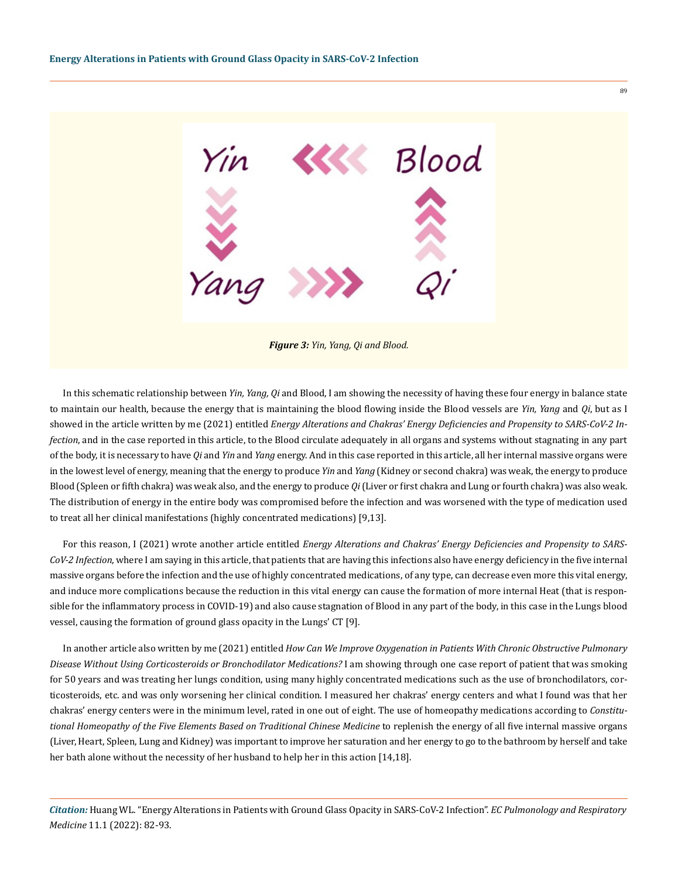*Figure 3: Yin, Yang, Qi and Blood.*

In this schematic relationship between *Yin, Yang, Qi* and Blood, I am showing the necessity of having these four energy in balance state to maintain our health, because the energy that is maintaining the blood flowing inside the Blood vessels are *Yin, Yang* and *Qi*, but as I showed in the article written by me (2021) entitled *Energy Alterations and Chakras' Energy Deficiencies and Propensity to SARS-CoV-2 Infection*, and in the case reported in this article, to the Blood circulate adequately in all organs and systems without stagnating in any part of the body, it is necessary to have *Qi* and *Yin* and *Yang* energy. And in this case reported in this article, all her internal massive organs were in the lowest level of energy, meaning that the energy to produce *Yin* and *Yang* (Kidney or second chakra) was weak, the energy to produce Blood (Spleen or fifth chakra) was weak also, and the energy to produce *Qi* (Liver or first chakra and Lung or fourth chakra) was also weak. The distribution of energy in the entire body was compromised before the infection and was worsened with the type of medication used to treat all her clinical manifestations (highly concentrated medications) [9,13].

For this reason, I (2021) wrote another article entitled *Energy Alterations and Chakras' Energy Deficiencies and Propensity to SARS-CoV-2 Infection*, where I am saying in this article, that patients that are having this infections also have energy deficiency in the five internal massive organs before the infection and the use of highly concentrated medications, of any type, can decrease even more this vital energy, and induce more complications because the reduction in this vital energy can cause the formation of more internal Heat (that is responsible for the inflammatory process in COVID-19) and also cause stagnation of Blood in any part of the body, in this case in the Lungs blood vessel, causing the formation of ground glass opacity in the Lungs' CT [9].

In another article also written by me (2021) entitled *How Can We Improve Oxygenation in Patients With Chronic Obstructive Pulmonary Disease Without Using Corticosteroids or Bronchodilator Medications?* I am showing through one case report of patient that was smoking for 50 years and was treating her lungs condition, using many highly concentrated medications such as the use of bronchodilators, corticosteroids, etc. and was only worsening her clinical condition. I measured her chakras' energy centers and what I found was that her chakras' energy centers were in the minimum level, rated in one out of eight. The use of homeopathy medications according to *Constitutional Homeopathy of the Five Elements Based on Traditional Chinese Medicine* to replenish the energy of all five internal massive organs (Liver, Heart, Spleen, Lung and Kidney) was important to improve her saturation and her energy to go to the bathroom by herself and take her bath alone without the necessity of her husband to help her in this action [14,18].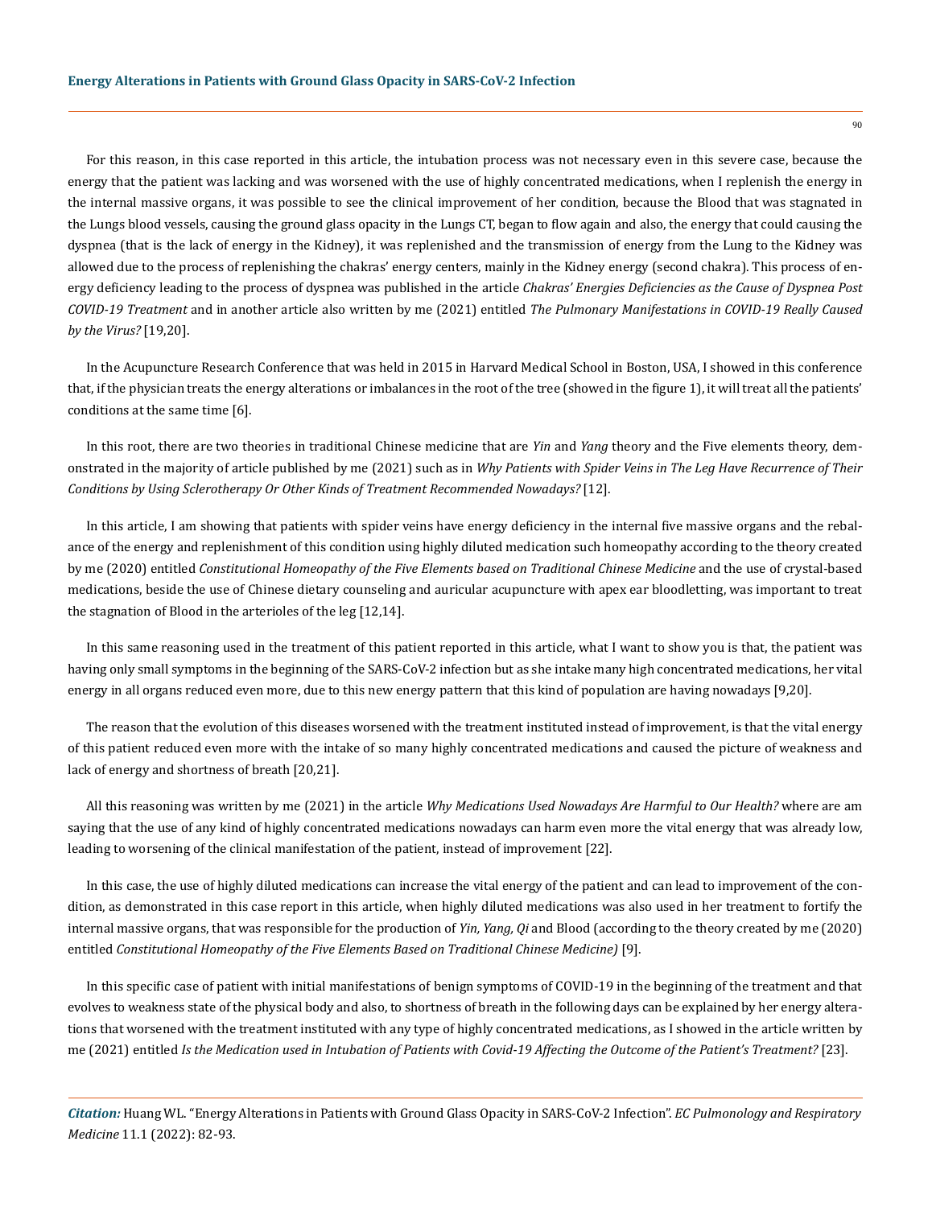For this reason, in this case reported in this article, the intubation process was not necessary even in this severe case, because the energy that the patient was lacking and was worsened with the use of highly concentrated medications, when I replenish the energy in the internal massive organs, it was possible to see the clinical improvement of her condition, because the Blood that was stagnated in the Lungs blood vessels, causing the ground glass opacity in the Lungs CT, began to flow again and also, the energy that could causing the dyspnea (that is the lack of energy in the Kidney), it was replenished and the transmission of energy from the Lung to the Kidney was allowed due to the process of replenishing the chakras' energy centers, mainly in the Kidney energy (second chakra). This process of energy deficiency leading to the process of dyspnea was published in the article *Chakras' Energies Deficiencies as the Cause of Dyspnea Post COVID-19 Treatment* and in another article also written by me (2021) entitled *The Pulmonary Manifestations in COVID-19 Really Caused by the Virus?* [19,20].

In the Acupuncture Research Conference that was held in 2015 in Harvard Medical School in Boston, USA, I showed in this conference that, if the physician treats the energy alterations or imbalances in the root of the tree (showed in the figure 1), it will treat all the patients' conditions at the same time [6].

In this root, there are two theories in traditional Chinese medicine that are *Yin* and *Yang* theory and the Five elements theory, demonstrated in the majority of article published by me (2021) such as in *Why Patients with Spider Veins in The Leg Have Recurrence of Their Conditions by Using Sclerotherapy Or Other Kinds of Treatment Recommended Nowadays?* [12].

In this article, I am showing that patients with spider veins have energy deficiency in the internal five massive organs and the rebalance of the energy and replenishment of this condition using highly diluted medication such homeopathy according to the theory created by me (2020) entitled *Constitutional Homeopathy of the Five Elements based on Traditional Chinese Medicine* and the use of crystal-based medications, beside the use of Chinese dietary counseling and auricular acupuncture with apex ear bloodletting, was important to treat the stagnation of Blood in the arterioles of the leg [12,14].

In this same reasoning used in the treatment of this patient reported in this article, what I want to show you is that, the patient was having only small symptoms in the beginning of the SARS-CoV-2 infection but as she intake many high concentrated medications, her vital energy in all organs reduced even more, due to this new energy pattern that this kind of population are having nowadays [9,20].

The reason that the evolution of this diseases worsened with the treatment instituted instead of improvement, is that the vital energy of this patient reduced even more with the intake of so many highly concentrated medications and caused the picture of weakness and lack of energy and shortness of breath [20,21].

All this reasoning was written by me (2021) in the article *Why Medications Used Nowadays Are Harmful to Our Health?* where are am saying that the use of any kind of highly concentrated medications nowadays can harm even more the vital energy that was already low, leading to worsening of the clinical manifestation of the patient, instead of improvement [22].

In this case, the use of highly diluted medications can increase the vital energy of the patient and can lead to improvement of the condition, as demonstrated in this case report in this article, when highly diluted medications was also used in her treatment to fortify the internal massive organs, that was responsible for the production of *Yin, Yang, Qi* and Blood (according to the theory created by me (2020) entitled *Constitutional Homeopathy of the Five Elements Based on Traditional Chinese Medicine)* [9].

In this specific case of patient with initial manifestations of benign symptoms of COVID-19 in the beginning of the treatment and that evolves to weakness state of the physical body and also, to shortness of breath in the following days can be explained by her energy alterations that worsened with the treatment instituted with any type of highly concentrated medications, as I showed in the article written by me (2021) entitled *Is the Medication used in Intubation of Patients with Covid-19 Affecting the Outcome of the Patient's Treatment?* [23].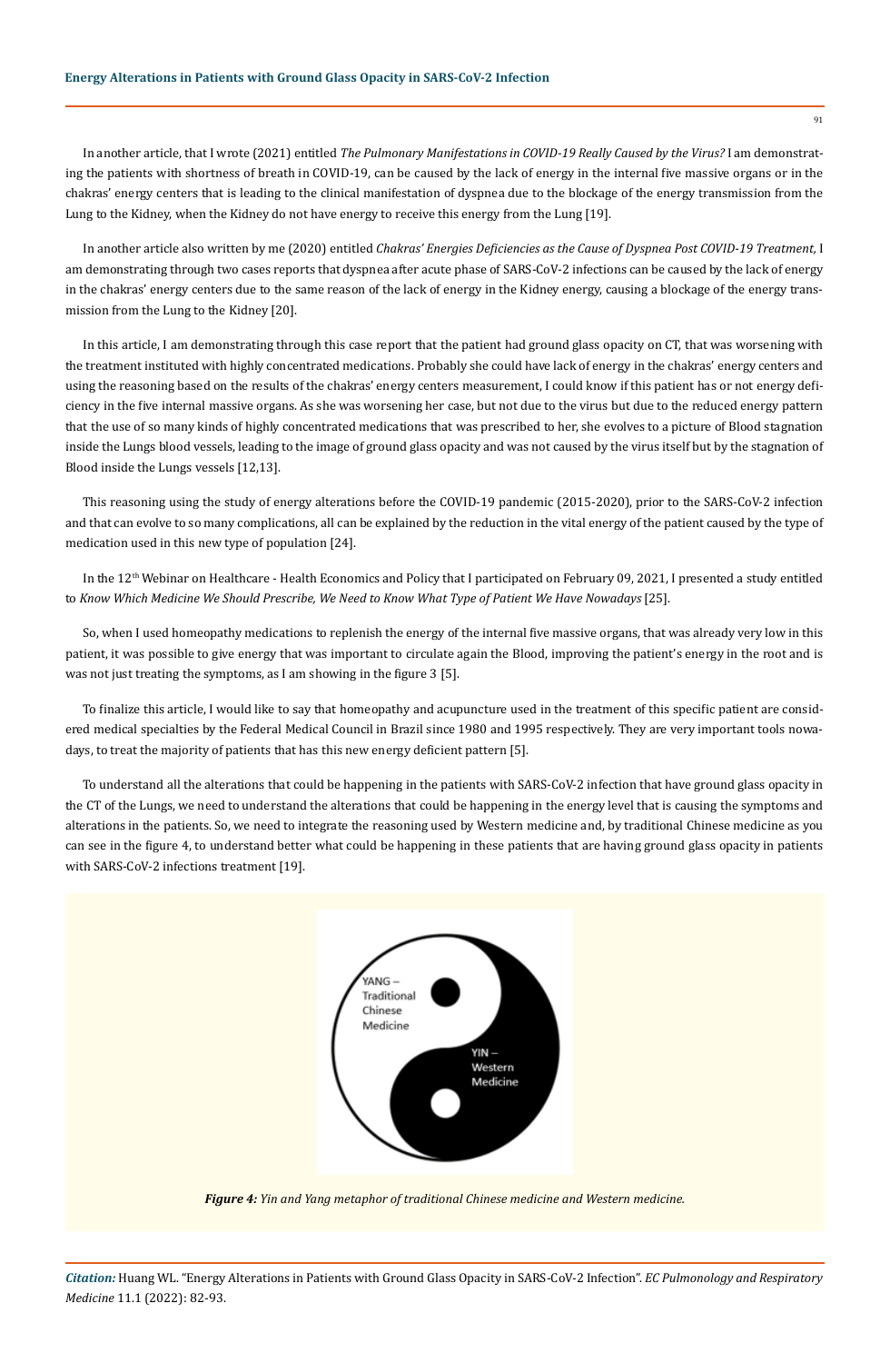In another article, that I wrote (2021) entitled *The Pulmonary Manifestations in COVID-19 Really Caused by the Virus?* I am demonstrating the patients with shortness of breath in COVID-19, can be caused by the lack of energy in the internal five massive organs or in the chakras' energy centers that is leading to the clinical manifestation of dyspnea due to the blockage of the energy transmission from the Lung to the Kidney, when the Kidney do not have energy to receive this energy from the Lung [19].

In another article also written by me (2020) entitled *Chakras' Energies Deficiencies as the Cause of Dyspnea Post COVID-19 Treatment*, I am demonstrating through two cases reports that dyspnea after acute phase of SARS-CoV-2 infections can be caused by the lack of energy in the chakras' energy centers due to the same reason of the lack of energy in the Kidney energy, causing a blockage of the energy transmission from the Lung to the Kidney [20].

In this article, I am demonstrating through this case report that the patient had ground glass opacity on CT, that was worsening with the treatment instituted with highly concentrated medications. Probably she could have lack of energy in the chakras' energy centers and using the reasoning based on the results of the chakras' energy centers measurement, I could know if this patient has or not energy deficiency in the five internal massive organs. As she was worsening her case, but not due to the virus but due to the reduced energy pattern that the use of so many kinds of highly concentrated medications that was prescribed to her, she evolves to a picture of Blood stagnation inside the Lungs blood vessels, leading to the image of ground glass opacity and was not caused by the virus itself but by the stagnation of Blood inside the Lungs vessels [12,13].

This reasoning using the study of energy alterations before the COVID-19 pandemic (2015-2020), prior to the SARS-CoV-2 infection and that can evolve to so many complications, all can be explained by the reduction in the vital energy of the patient caused by the type of medication used in this new type of population [24].

In the 12th Webinar on Healthcare - Health Economics and Policy that I participated on February 09, 2021, I presented a study entitled to *Know Which Medicine We Should Prescribe, We Need to Know What Type of Patient We Have Nowadays* [25].

So, when I used homeopathy medications to replenish the energy of the internal five massive organs, that was already very low in this patient, it was possible to give energy that was important to circulate again the Blood, improving the patient's energy in the root and is was not just treating the symptoms, as I am showing in the figure 3 [5].

To finalize this article, I would like to say that homeopathy and acupuncture used in the treatment of this specific patient are considered medical specialties by the Federal Medical Council in Brazil since 1980 and 1995 respectively. They are very important tools nowadays, to treat the majority of patients that has this new energy deficient pattern [5].

To understand all the alterations that could be happening in the patients with SARS-CoV-2 infection that have ground glass opacity in the CT of the Lungs, we need to understand the alterations that could be happening in the energy level that is causing the symptoms and alterations in the patients. So, we need to integrate the reasoning used by Western medicine and, by traditional Chinese medicine as you can see in the figure 4, to understand better what could be happening in these patients that are having ground glass opacity in patients with SARS-CoV-2 infections treatment [19].

***Figure 4:*** *Yin and Yang metaphor of traditional Chinese medicine and Western medicine.*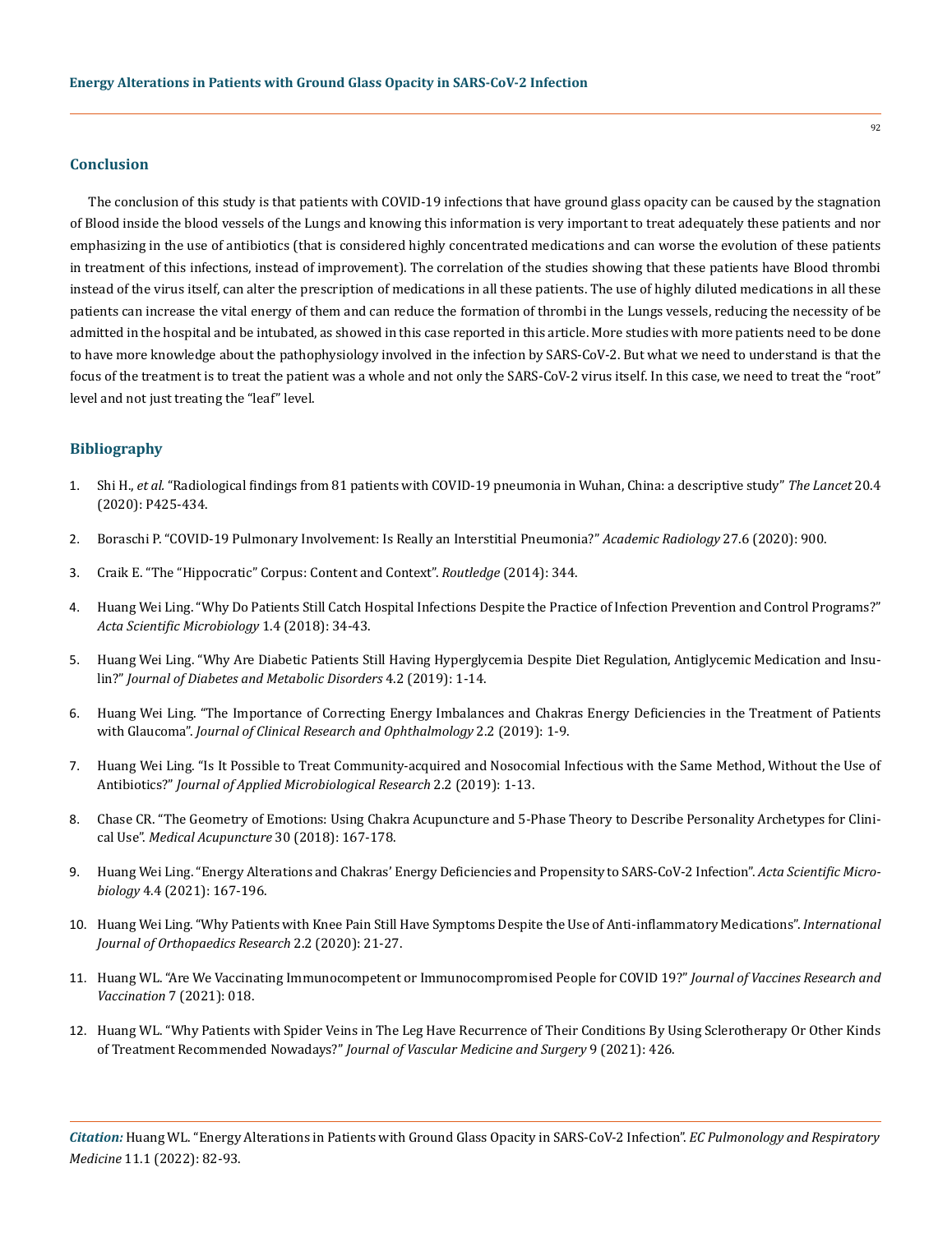## Conclusion

The conclusion of this study is that patients with COVID-19 infections that have ground glass opacity can be caused by the stagnation of Blood inside the blood vessels of the Lungs and knowing this information is very important to treat adequately these patients and nor emphasizing in the use of antibiotics (that is considered highly concentrated medications and can worse the evolution of these patients in treatment of this infections, instead of improvement). The correlation of the studies showing that these patients have Blood thrombi instead of the virus itself, can alter the prescription of medications in all these patients. The use of highly diluted medications in all these patients can increase the vital energy of them and can reduce the formation of thrombi in the Lungs vessels, reducing the necessity of be admitted in the hospital and be intubated, as showed in this case reported in this article. More studies with more patients need to be done to have more knowledge about the pathophysiology involved in the infection by SARS-CoV-2. But what we need to understand is that the focus of the treatment is to treat the patient was a whole and not only the SARS-CoV-2 virus itself. In this case, we need to treat the "root" level and not just treating the "leaf" level.

## Bibliography

1. Shi H., *et al.* "Radiological findings from 81 patients with COVID-19 pneumonia in Wuhan, China: a descriptive study" *The Lancet* 20.4 (2020): P425-434.
2. Boraschi P. "COVID-19 Pulmonary Involvement: Is Really an Interstitial Pneumonia?" *Academic Radiology* 27.6 (2020): 900.
3. Craik E. "The "Hippocratic" Corpus: Content and Context". *Routledge* (2014): 344.
4. Huang Wei Ling. "Why Do Patients Still Catch Hospital Infections Despite the Practice of Infection Prevention and Control Programs?" *Acta Scientific Microbiology* 1.4 (2018): 34-43.
5. Huang Wei Ling. "Why Are Diabetic Patients Still Having Hyperglycemia Despite Diet Regulation, Antiglycemic Medication and Insulin?" *Journal of Diabetes and Metabolic Disorders* 4.2 (2019): 1-14.
6. Huang Wei Ling. "The Importance of Correcting Energy Imbalances and Chakras Energy Deficiencies in the Treatment of Patients with Glaucoma". *Journal of Clinical Research and Ophthalmology* 2.2 (2019): 1-9.
7. Huang Wei Ling. "Is It Possible to Treat Community-acquired and Nosocomial Infectious with the Same Method, Without the Use of Antibiotics?" *Journal of Applied Microbiological Research* 2.2 (2019): 1-13.
8. Chase CR. "The Geometry of Emotions: Using Chakra Acupuncture and 5-Phase Theory to Describe Personality Archetypes for Clinical Use". *Medical Acupuncture* 30 (2018): 167-178.
9. Huang Wei Ling. "Energy Alterations and Chakras' Energy Deficiencies and Propensity to SARS-CoV-2 Infection". *Acta Scientific Microbiology* 4.4 (2021): 167-196.
10. Huang Wei Ling. "Why Patients with Knee Pain Still Have Symptoms Despite the Use of Anti-inflammatory Medications". *International Journal of Orthopaedics Research* 2.2 (2020): 21-27.
11. Huang WL. "Are We Vaccinating Immunocompetent or Immunocompromised People for COVID 19?" *Journal of Vaccines Research and Vaccination* 7 (2021): 018.
12. Huang WL. "Why Patients with Spider Veins in The Leg Have Recurrence of Their Conditions By Using Sclerotherapy Or Other Kinds of Treatment Recommended Nowadays?" *Journal of Vascular Medicine and Surgery* 9 (2021): 426.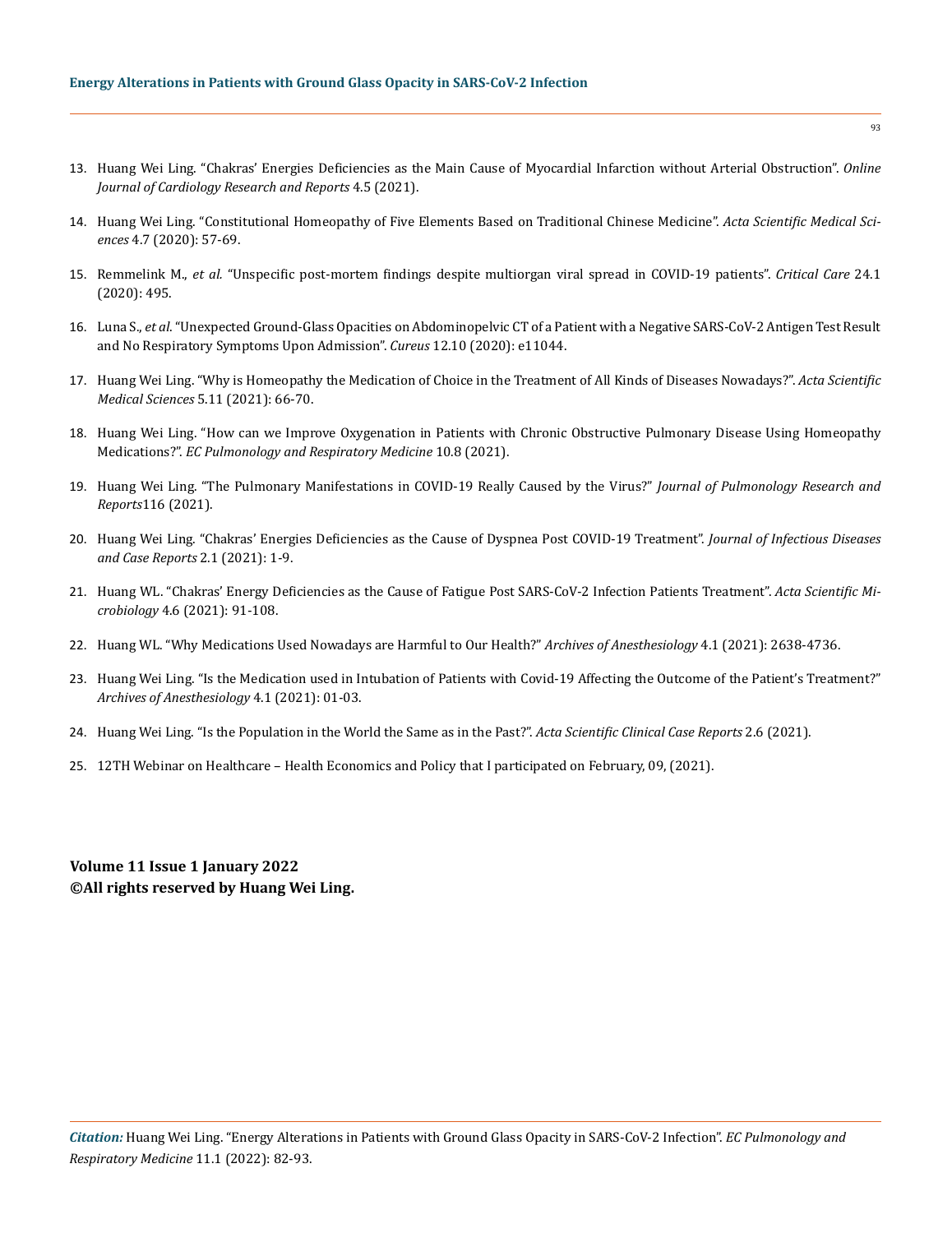13. Huang Wei Ling. "Chakras' Energies Deficiencies as the Main Cause of Myocardial Infarction without Arterial Obstruction". *Online Journal of Cardiology Research and Reports* 4.5 (2021).
14. Huang Wei Ling. "Constitutional Homeopathy of Five Elements Based on Traditional Chinese Medicine". *Acta Scientific Medical Sciences* 4.7 (2020): 57-69.
15. Remmelink M., *et al.* "Unspecific post-mortem findings despite multiorgan viral spread in COVID-19 patients". *Critical Care* 24.1 (2020): 495.
16. Luna S., *et al.* "Unexpected Ground-Glass Opacities on Abdominopelvic CT of a Patient with a Negative SARS-CoV-2 Antigen Test Result and No Respiratory Symptoms Upon Admission". *Cureus* 12.10 (2020): e11044.
17. Huang Wei Ling. "Why is Homeopathy the Medication of Choice in the Treatment of All Kinds of Diseases Nowadays?". *Acta Scientific Medical Sciences* 5.11 (2021): 66-70.
18. Huang Wei Ling. "How can we Improve Oxygenation in Patients with Chronic Obstructive Pulmonary Disease Using Homeopathy Medications?". *EC Pulmonology and Respiratory Medicine* 10.8 (2021).
19. Huang Wei Ling. "The Pulmonary Manifestations in COVID-19 Really Caused by the Virus?" *Journal of Pulmonology Research and Reports*116 (2021).
20. Huang Wei Ling. "Chakras' Energies Deficiencies as the Cause of Dyspnea Post COVID-19 Treatment". *Journal of Infectious Diseases and Case Reports* 2.1 (2021): 1-9.
21. Huang WL. "Chakras' Energy Deficiencies as the Cause of Fatigue Post SARS-CoV-2 Infection Patients Treatment". *Acta Scientific Microbiology* 4.6 (2021): 91-108.
22. Huang WL. "Why Medications Used Nowadays are Harmful to Our Health?" *Archives of Anesthesiology* 4.1 (2021): 2638-4736.
23. Huang Wei Ling. "Is the Medication used in Intubation of Patients with Covid-19 Affecting the Outcome of the Patient's Treatment?" *Archives of Anesthesiology* 4.1 (2021): 01-03.
24. Huang Wei Ling. "Is the Population in the World the Same as in the Past?". *Acta Scientific Clinical Case Reports* 2.6 (2021).
25. 12TH Webinar on Healthcare – Health Economics and Policy that I participated on February, 09, (2021).

**Volume 11 Issue 1 January 2022**
**©All rights reserved by Huang Wei Ling.**